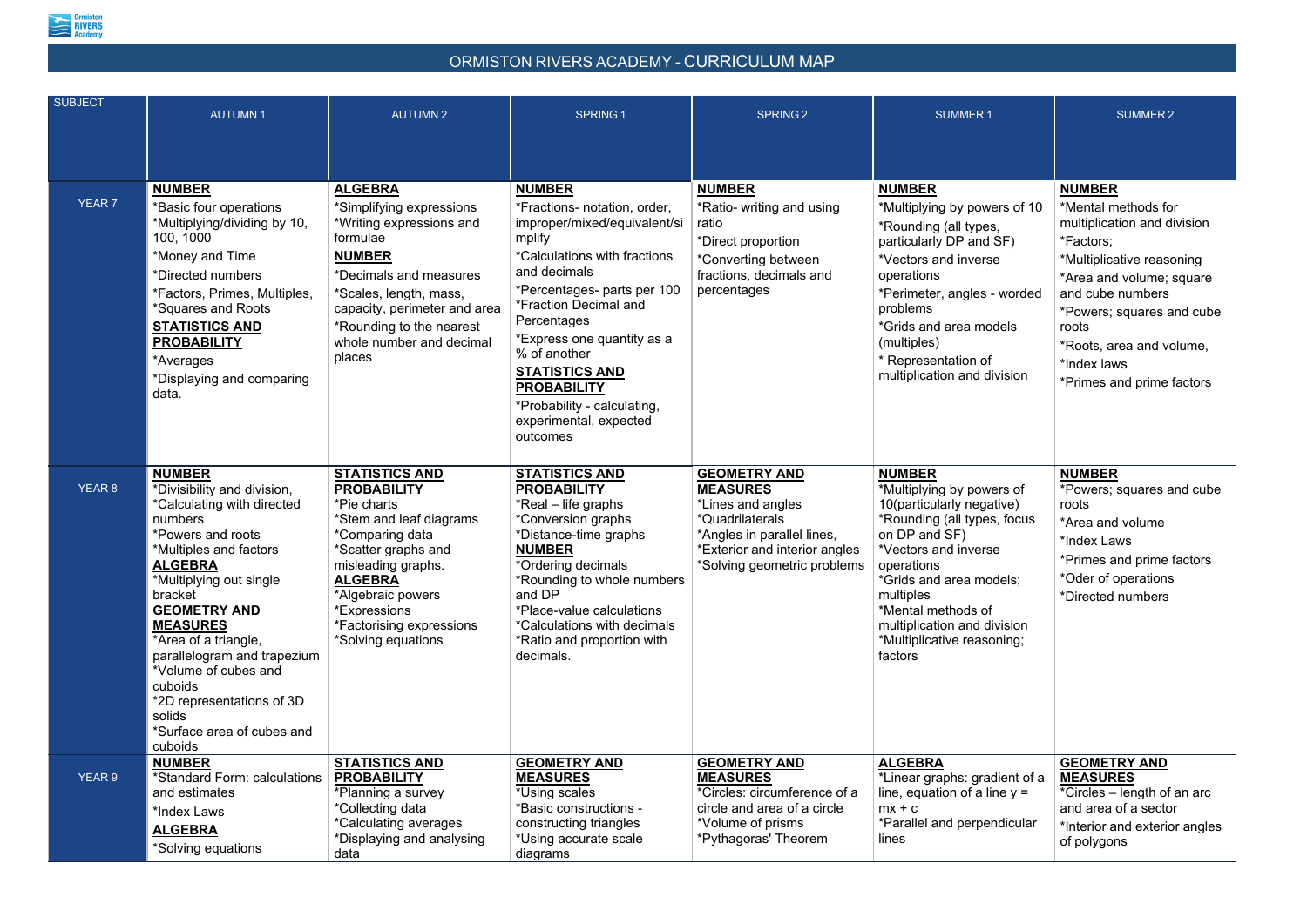# ORMISTON RIVERS ACADEMY - CURRICULUM MAP

| SUBJECT | AUTUMN 1 | AUTUMN 2 | SPRING 1 | SPRING 2 | SUMMER 1 | SUMMER 2 |
|---|---|---|---|---|---|---|
| YEAR 7 | **NUMBER**<br>*Basic four operations<br>*Multiplying/dividing by 10, 100, 1000<br>*Money and Time<br>*Directed numbers<br>*Factors, Primes, Multiples,<br>*Squares and Roots<br>**STATISTICS AND PROBABILITY**<br>*Averages<br>*Displaying and comparing data. | **ALGEBRA**<br>*Simplifying expressions<br>*Writing expressions and formulae<br>**NUMBER**<br>*Decimals and measures<br>*Scales, length, mass, capacity, perimeter and area<br>*Rounding to the nearest whole number and decimal places | **NUMBER**<br>*Fractions- notation, order, improper/mixed/equivalent/simplify<br>*Calculations with fractions and decimals<br>*Percentages- parts per 100<br>*Fraction Decimal and Percentages<br>*Express one quantity as a % of another<br>**STATISTICS AND PROBABILITY**<br>*Probability - calculating, experimental, expected outcomes | **NUMBER**<br>*Ratio- writing and using ratio<br>*Direct proportion<br>*Converting between fractions, decimals and percentages | **NUMBER**<br>*Multiplying by powers of 10<br>*Rounding (all types, particularly DP and SF)<br>*Vectors and inverse operations<br>*Perimeter, angles - worded problems<br>*Grids and area models (multiples)<br>* Representation of multiplication and division | **NUMBER**<br>*Mental methods for multiplication and division<br>*Factors;<br>*Multiplicative reasoning<br>*Area and volume; square and cube numbers<br>*Powers; squares and cube roots<br>*Roots, area and volume,<br>*Index laws<br>*Primes and prime factors |
| YEAR 8 | **NUMBER**<br>*Divisibility and division,<br>*Calculating with directed numbers<br>*Powers and roots<br>*Multiples and factors<br>**ALGEBRA**<br>*Multiplying out single bracket<br>**GEOMETRY AND MEASURES**<br>*Area of a triangle, parallelogram and trapezium<br>*Volume of cubes and cuboids<br>*2D representations of 3D solids<br>*Surface area of cubes and cuboids | **STATISTICS AND PROBABILITY**<br>*Pie charts<br>*Stem and leaf diagrams<br>*Comparing data<br>*Scatter graphs and misleading graphs.<br>**ALGEBRA**<br>*Algebraic powers<br>*Expressions<br>*Factorising expressions<br>*Solving equations | **STATISTICS AND PROBABILITY**<br>*Real – life graphs<br>*Conversion graphs<br>*Distance-time graphs<br>**NUMBER**<br>*Ordering decimals<br>*Rounding to whole numbers and DP<br>*Place-value calculations<br>*Calculations with decimals<br>*Ratio and proportion with decimals. | **GEOMETRY AND MEASURES**<br>*Lines and angles<br>*Quadrilaterals<br>*Angles in parallel lines,<br>*Exterior and interior angles<br>*Solving geometric problems | **NUMBER**<br>*Multiplying by powers of 10(particularly negative)<br>*Rounding (all types, focus on DP and SF)<br>*Vectors and inverse operations<br>*Grids and area models; multiples<br>*Mental methods of multiplication and division<br>*Multiplicative reasoning; factors | **NUMBER**<br>*Powers; squares and cube roots<br>*Area and volume<br>*Index Laws<br>*Primes and prime factors<br>*Oder of operations<br>*Directed numbers |
| YEAR 9 | **NUMBER**<br>*Standard Form: calculations and estimates<br>*Index Laws<br>**ALGEBRA**<br>*Solving equations | **STATISTICS AND PROBABILITY**<br>*Planning a survey<br>*Collecting data<br>*Calculating averages<br>*Displaying and analysing data | **GEOMETRY AND MEASURES**<br>*Using scales<br>*Basic constructions - constructing triangles<br>*Using accurate scale diagrams | **GEOMETRY AND MEASURES**<br>*Circles: circumference of a circle and area of a circle<br>*Volume of prisms<br>*Pythagoras' Theorem | **ALGEBRA**<br>*Linear graphs: gradient of a line, equation of a line $y = mx + c$<br>*Parallel and perpendicular lines | **GEOMETRY AND MEASURES**<br>*Circles – length of an arc and area of a sector<br>*Interior and exterior angles of polygons |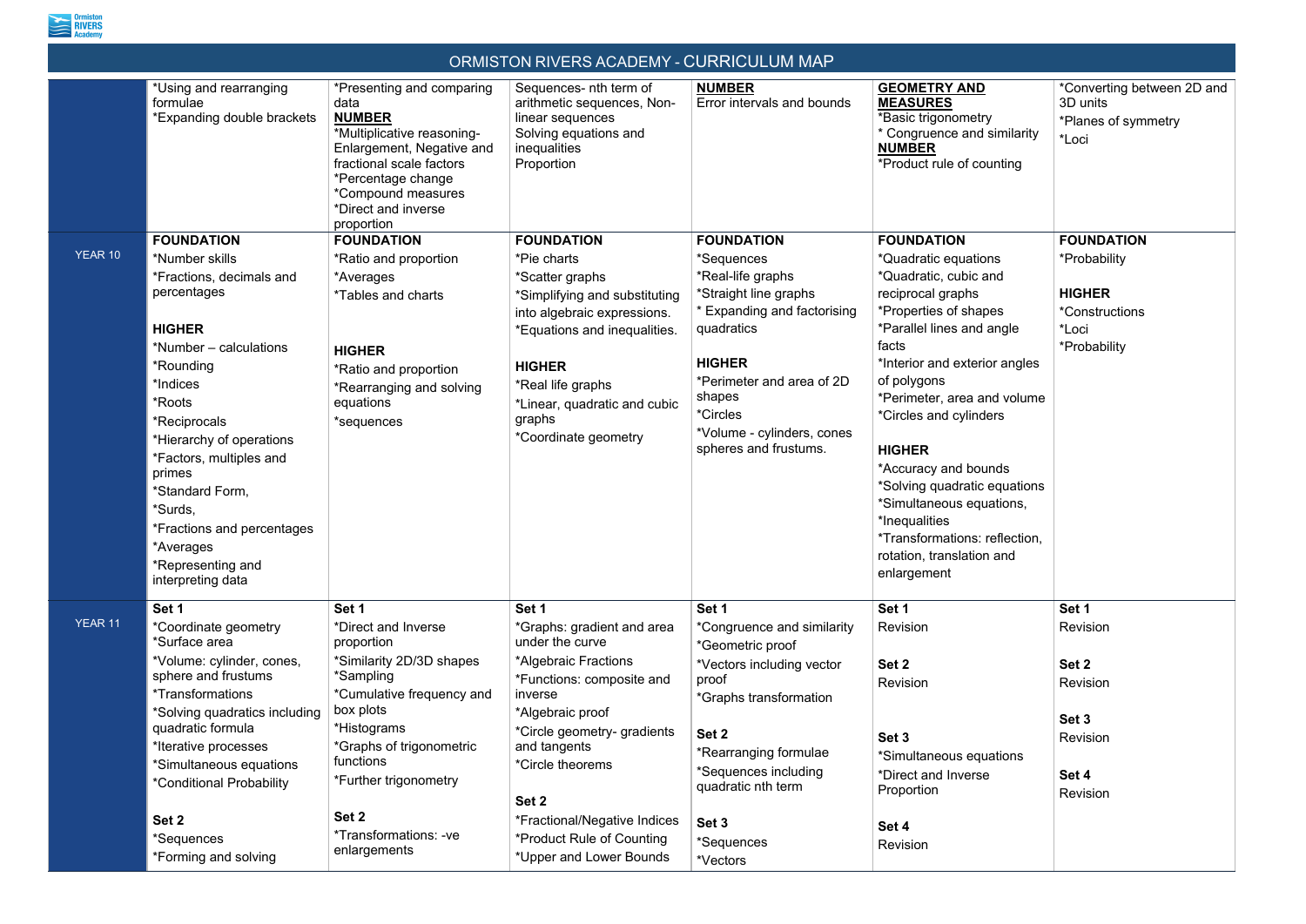# ORMISTON RIVERS ACADEMY - CURRICULUM MAP

| | | | | | | |
|---|---|---|---|---|---|---|
| | *Using and rearranging formulae<br>*Expanding double brackets | *Presenting and comparing data<br>**NUMBER**<br>*Multiplicative reasoning-Enlargement, Negative and fractional scale factors<br>*Percentage change<br>*Compound measures<br>*Direct and inverse proportion | Sequences- nth term of arithmetic sequences, Non-linear sequences<br>Solving equations and inequalities<br>Proportion | **NUMBER**<br>Error intervals and bounds | **GEOMETRY AND MEASURES**<br>*Basic trigonometry<br>* Congruence and similarity<br>**NUMBER**<br>*Product rule of counting | *Converting between 2D and 3D units<br>*Planes of symmetry<br>*Loci |
| YEAR 10 | **FOUNDATION**<br>*Number skills<br>*Fractions, decimals and percentages<br><br>**HIGHER**<br>*Number – calculations<br>*Rounding<br>*Indices<br>*Roots<br>*Reciprocals<br>*Hierarchy of operations<br>*Factors, multiples and primes<br>*Standard Form,<br>*Surds,<br>*Fractions and percentages<br>*Averages<br>*Representing and interpreting data | **FOUNDATION**<br>*Ratio and proportion<br>*Averages<br>*Tables and charts<br><br>**HIGHER**<br>*Ratio and proportion<br>*Rearranging and solving equations<br>*sequences | **FOUNDATION**<br>*Pie charts<br>*Scatter graphs<br>*Simplifying and substituting into algebraic expressions.<br>*Equations and inequalities.<br><br>**HIGHER**<br>*Real life graphs<br>*Linear, quadratic and cubic graphs<br>*Coordinate geometry | **FOUNDATION**<br>*Sequences<br>*Real-life graphs<br>*Straight line graphs<br>* Expanding and factorising quadratics<br><br>**HIGHER**<br>*Perimeter and area of 2D shapes<br>*Circles<br>*Volume - cylinders, cones spheres and frustums. | **FOUNDATION**<br>*Quadratic equations<br>*Quadratic, cubic and reciprocal graphs<br>*Properties of shapes<br>*Parallel lines and angle facts<br>*Interior and exterior angles of polygons<br>*Perimeter, area and volume<br>*Circles and cylinders<br><br>**HIGHER**<br>*Accuracy and bounds<br>*Solving quadratic equations<br>*Simultaneous equations,<br>*Inequalities<br>*Transformations: reflection, rotation, translation and enlargement | **FOUNDATION**<br>*Probability<br><br>**HIGHER**<br>*Constructions<br>*Loci<br>*Probability |
| YEAR 11 | **Set 1**<br>*Coordinate geometry<br>*Surface area<br>*Volume: cylinder, cones, sphere and frustums<br>*Transformations<br>*Solving quadratics including quadratic formula<br>*Iterative processes<br>*Simultaneous equations<br>*Conditional Probability<br><br>**Set 2**<br>*Sequences<br>*Forming and solving | **Set 1**<br>*Direct and Inverse proportion<br>*Similarity 2D/3D shapes<br>*Sampling<br>*Cumulative frequency and box plots<br>*Histograms<br>*Graphs of trigonometric functions<br>*Further trigonometry<br><br>**Set 2**<br>*Transformations: -ve enlargements | **Set 1**<br>*Graphs: gradient and area under the curve<br>*Algebraic Fractions<br>*Functions: composite and inverse<br>*Algebraic proof<br>*Circle geometry- gradients and tangents<br>*Circle theorems<br><br>**Set 2**<br>*Fractional/Negative Indices<br>*Product Rule of Counting<br>*Upper and Lower Bounds | **Set 1**<br>*Congruence and similarity<br>*Geometric proof<br>*Vectors including vector proof<br>*Graphs transformation<br><br>**Set 2**<br>*Rearranging formulae<br>*Sequences including quadratic nth term<br><br>**Set 3**<br>*Sequences<br>*Vectors | **Set 1**<br>Revision<br><br>**Set 2**<br>Revision<br><br>**Set 3**<br>*Simultaneous equations<br>*Direct and Inverse Proportion<br><br>**Set 4**<br>Revision | **Set 1**<br>Revision<br><br>**Set 2**<br>Revision<br><br>**Set 3**<br>Revision<br><br>**Set 4**<br>Revision |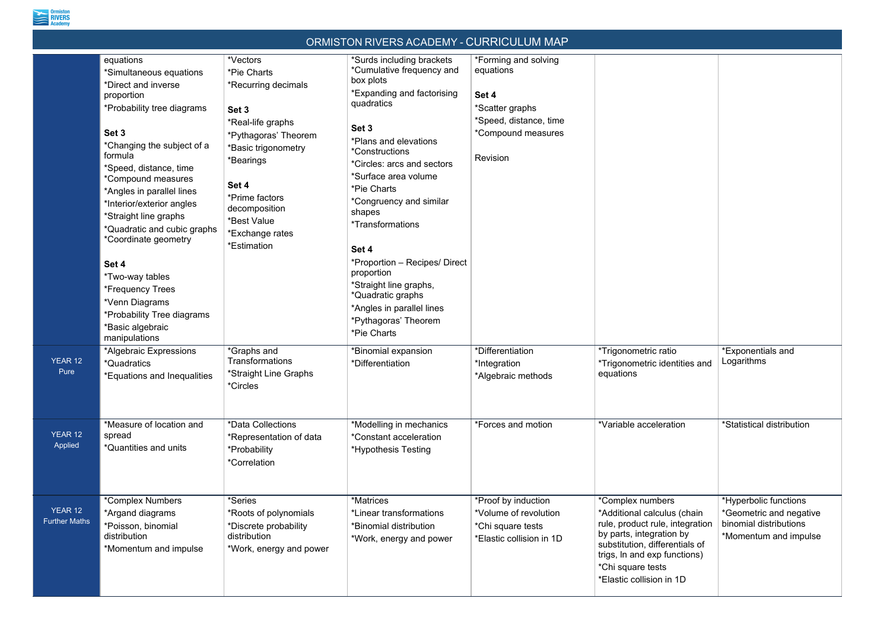# ORMISTON RIVERS ACADEMY - CURRICULUM MAP

| | | | | | | |
|---|---|---|---|---|---|---|
| | equations<br>*Simultaneous equations<br>*Direct and inverse proportion<br>*Probability tree diagrams<br><br>**Set 3**<br>*Changing the subject of a formula<br>*Speed, distance, time<br>*Compound measures<br>*Angles in parallel lines<br>*Interior/exterior angles<br>*Straight line graphs<br>*Quadratic and cubic graphs<br>*Coordinate geometry<br><br>**Set 4**<br>*Two-way tables<br>*Frequency Trees<br>*Venn Diagrams<br>*Probability Tree diagrams<br>*Basic algebraic manipulations | *Vectors<br>*Pie Charts<br>*Recurring decimals<br><br>**Set 3**<br>*Real-life graphs<br>*Pythagoras' Theorem<br>*Basic trigonometry<br>*Bearings<br><br>**Set 4**<br>*Prime factors decomposition<br>*Best Value<br>*Exchange rates<br>*Estimation | *Surds including brackets<br>*Cumulative frequency and box plots<br>*Expanding and factorising quadratics<br><br>**Set 3**<br>*Plans and elevations<br>*Constructions<br>*Circles: arcs and sectors<br>*Surface area volume<br>*Pie Charts<br>*Congruency and similar shapes<br>*Transformations<br><br>**Set 4**<br>*Proportion – Recipes/ Direct proportion<br>*Straight line graphs,<br>*Quadratic graphs<br>*Angles in parallel lines<br>*Pythagoras' Theorem<br>*Pie Charts | *Forming and solving equations<br><br>**Set 4**<br>*Scatter graphs<br>*Speed, distance, time<br>*Compound measures<br><br>Revision | | |
| YEAR 12 Pure | *Algebraic Expressions<br>*Quadratics<br>*Equations and Inequalities | *Graphs and Transformations<br>*Straight Line Graphs<br>*Circles | *Binomial expansion<br>*Differentiation | *Differentiation<br>*Integration<br>*Algebraic methods | *Trigonometric ratio<br>*Trigonometric identities and equations | *Exponentials and Logarithms |
| YEAR 12 Applied | *Measure of location and spread<br>*Quantities and units | *Data Collections<br>*Representation of data<br>*Probability<br>*Correlation | *Modelling in mechanics<br>*Constant acceleration<br>*Hypothesis Testing | *Forces and motion | *Variable acceleration | *Statistical distribution |
| YEAR 12 Further Maths | *Complex Numbers<br>*Argand diagrams<br>*Poisson, binomial distribution<br>*Momentum and impulse | *Series<br>*Roots of polynomials<br>*Discrete probability distribution<br>*Work, energy and power | *Matrices<br>*Linear transformations<br>*Binomial distribution<br>*Work, energy and power | *Proof by induction<br>*Volume of revolution<br>*Chi square tests<br>*Elastic collision in 1D | *Complex numbers<br>*Additional calculus (chain rule, product rule, integration by parts, integration by substitution, differentials of trigs, ln and exp functions)<br>*Chi square tests<br>*Elastic collision in 1D | *Hyperbolic functions<br>*Geometric and negative binomial distributions<br>*Momentum and impulse |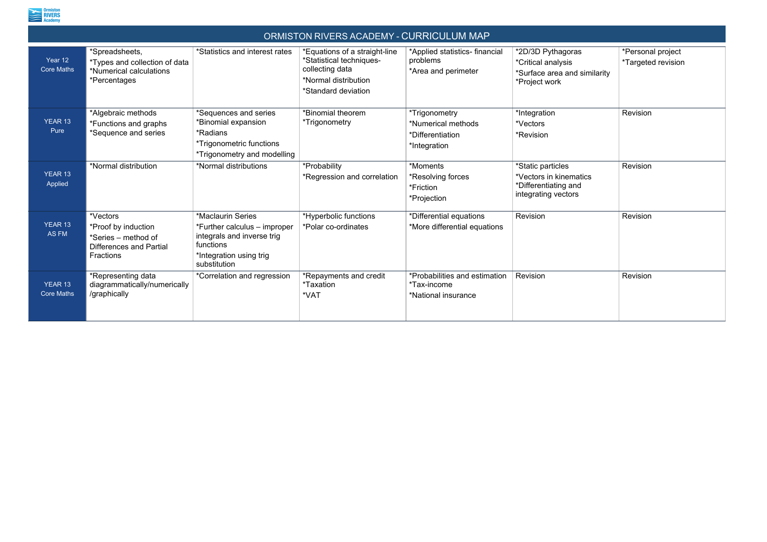# ORMISTON RIVERS ACADEMY - CURRICULUM MAP

| | | | | | | |
|---|---|---|---|---|---|---|
| Year 12 Core Maths | *Spreadsheets, *Types and collection of data *Numerical calculations *Percentages | *Statistics and interest rates | *Equations of a straight-line *Statistical techniques- collecting data *Normal distribution *Standard deviation | *Applied statistics- financial problems *Area and perimeter | *2D/3D Pythagoras *Critical analysis *Surface area and similarity *Project work | *Personal project *Targeted revision |
| YEAR 13 Pure | *Algebraic methods *Functions and graphs *Sequence and series | *Sequences and series *Binomial expansion *Radians *Trigonometric functions *Trigonometry and modelling | *Binomial theorem *Trigonometry | *Trigonometry *Numerical methods *Differentiation *Integration | *Integration *Vectors *Revision | Revision |
| YEAR 13 Applied | *Normal distribution | *Normal distributions | *Probability *Regression and correlation | *Moments *Resolving forces *Friction *Projection | *Static particles *Vectors in kinematics *Differentiating and integrating vectors | Revision |
| YEAR 13 AS FM | *Vectors *Proof by induction *Series – method of Differences and Partial Fractions | *Maclaurin Series *Further calculus – improper integrals and inverse trig functions *Integration using trig substitution | *Hyperbolic functions *Polar co-ordinates | *Differential equations *More differential equations | Revision | Revision |
| YEAR 13 Core Maths | *Representing data diagrammatically/numerically /graphically | *Correlation and regression | *Repayments and credit *Taxation *VAT | *Probabilities and estimation *Tax-income *National insurance | Revision | Revision |